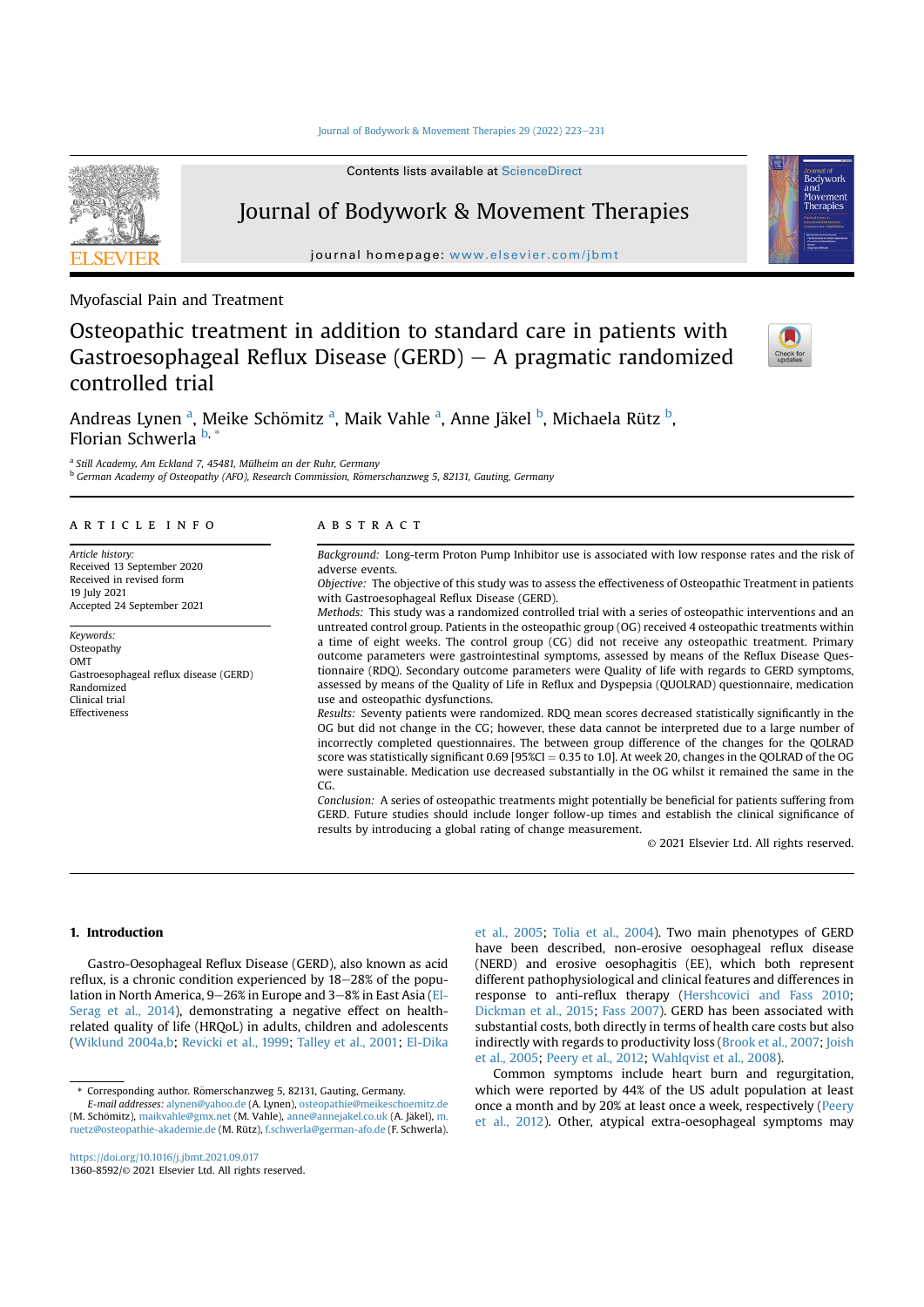Myofascial Pain and Treatment

# Osteopathic treatment in addition to standard care in patients with Gastroesophageal Reflux Disease (GERD) – A pragmatic randomized controlled trial

Andreas Lynen[a], Meike Schömitz[a], Maik Vahle[a], Anne Jäkel[b], Michaela Rütz[b], Florian Schwerla[b,*]

[a] Still Academy, Am Eckland 7, 45481, Mülheim an der Ruhr, Germany
[b] German Academy of Osteopathy (AFO), Research Commission, Römerschanzweg 5, 82131, Gauting, Germany

**ARTICLE INFO**

*Article history:*
Received 13 September 2020
Received in revised form
19 July 2021
Accepted 24 September 2021

*Keywords:*
Osteopathy
OMT
Gastroesophageal reflux disease (GERD)
Randomized
Clinical trial
Effectiveness

**ABSTRACT**

*Background:* Long-term Proton Pump Inhibitor use is associated with low response rates and the risk of adverse events.

*Objective:* The objective of this study was to assess the effectiveness of Osteopathic Treatment in patients with Gastroesophageal Reflux Disease (GERD).

*Methods:* This study was a randomized controlled trial with a series of osteopathic interventions and an untreated control group. Patients in the osteopathic group (OG) received 4 osteopathic treatments within a time of eight weeks. The control group (CG) did not receive any osteopathic treatment. Primary outcome parameters were gastrointestinal symptoms, assessed by means of the Reflux Disease Questionnaire (RDQ). Secondary outcome parameters were Quality of life with regards to GERD symptoms, assessed by means of the Quality of Life in Reflux and Dyspepsia (QUOLRAD) questionnaire, medication use and osteopathic dysfunctions.

*Results:* Seventy patients were randomized. RDQ mean scores decreased statistically significantly in the OG but did not change in the CG; however, these data cannot be interpreted due to a large number of incorrectly completed questionnaires. The between group difference of the changes for the QOLRAD score was statistically significant 0.69 [95%CI = 0.35 to 1.0]. At week 20, changes in the QOLRAD of the OG were sustainable. Medication use decreased substantially in the OG whilst it remained the same in the CG.

*Conclusion:* A series of osteopathic treatments might potentially be beneficial for patients suffering from GERD. Future studies should include longer follow-up times and establish the clinical significance of results by introducing a global rating of change measurement.

© 2021 Elsevier Ltd. All rights reserved.

## 1. Introduction

Gastro-Oesophageal Reflux Disease (GERD), also known as acid reflux, is a chronic condition experienced by 18–28% of the population in North America, 9–26% in Europe and 3–8% in East Asia (El-Serag et al., 2014), demonstrating a negative effect on health-related quality of life (HRQoL) in adults, children and adolescents (Wiklund 2004a,b; Revicki et al., 1999; Talley et al., 2001; El-Dika et al., 2005; Tolia et al., 2004). Two main phenotypes of GERD have been described, non-erosive oesophageal reflux disease (NERD) and erosive oesophagitis (EE), which both represent different pathophysiological and clinical features and differences in response to anti-reflux therapy (Hershcovici and Fass 2010; Dickman et al., 2015; Fass 2007). GERD has been associated with substantial costs, both directly in terms of health care costs but also indirectly with regards to productivity loss (Brook et al., 2007; Joish et al., 2005; Peery et al., 2012; Wahlqvist et al., 2008).

Common symptoms include heart burn and regurgitation, which were reported by 44% of the US adult population at least once a month and by 20% at least once a week, respectively (Peery et al., 2012). Other, atypical extra-oesophageal symptoms may

* Corresponding author. Römerschanzweg 5, 82131, Gauting, Germany.
*E-mail addresses:* alynen@yahoo.de (A. Lynen), osteopathie@meikeschoemitz.de (M. Schömitz), maikvahle@gmx.net (M. Vahle), anne@annejakel.co.uk (A. Jäkel), m.ruetz@osteopathie-akademie.de (M. Rütz), f.schwerla@german-afo.de (F. Schwerla).

https://doi.org/10.1016/j.jbmt.2021.09.017
1360-8592/© 2021 Elsevier Ltd. All rights reserved.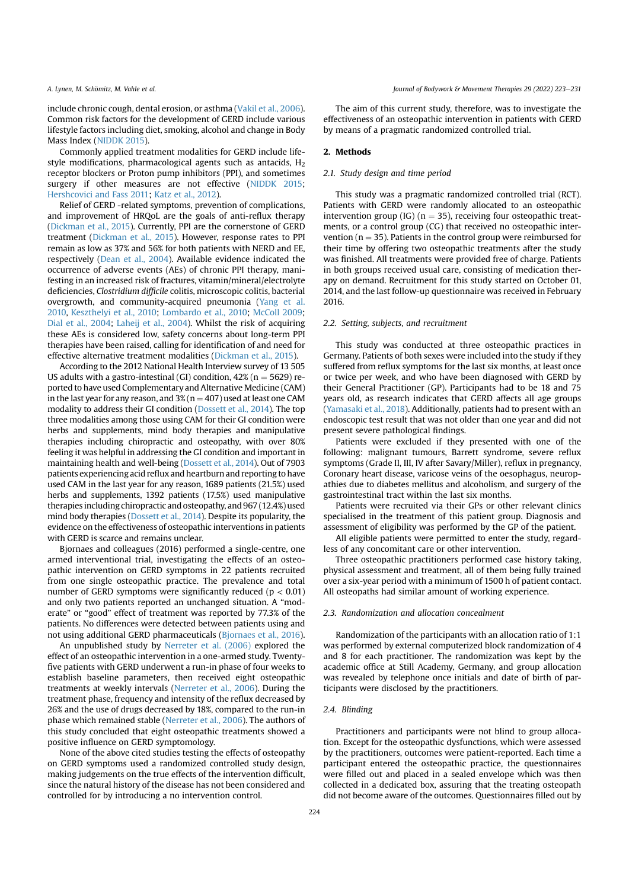include chronic cough, dental erosion, or asthma (Vakil et al., 2006). Common risk factors for the development of GERD include various lifestyle factors including diet, smoking, alcohol and change in Body Mass Index (NIDDK 2015).

Commonly applied treatment modalities for GERD include lifestyle modifications, pharmacological agents such as antacids, $H_2$ receptor blockers or Proton pump inhibitors (PPI), and sometimes surgery if other measures are not effective (NIDDK 2015; Hershcovici and Fass 2011; Katz et al., 2012).

Relief of GERD -related symptoms, prevention of complications, and improvement of HRQoL are the goals of anti-reflux therapy (Dickman et al., 2015). Currently, PPI are the cornerstone of GERD treatment (Dickman et al., 2015). However, response rates to PPI remain as low as 37% and 56% for both patients with NERD and EE, respectively (Dean et al., 2004). Available evidence indicated the occurrence of adverse events (AEs) of chronic PPI therapy, manifesting in an increased risk of fractures, vitamin/mineral/electrolyte deficiencies, *Clostridium difficile* colitis, microscopic colitis, bacterial overgrowth, and community-acquired pneumonia (Yang et al. 2010, Keszthelyi et al., 2010; Lombardo et al., 2010; McColl 2009; Dial et al., 2004; Laheij et al., 2004). Whilst the risk of acquiring these AEs is considered low, safety concerns about long-term PPI therapies have been raised, calling for identification of and need for effective alternative treatment modalities (Dickman et al., 2015).

According to the 2012 National Health Interview survey of 13 505 US adults with a gastro-intestinal (GI) condition, 42% (n = 5629) reported to have used Complementary and Alternative Medicine (CAM) in the last year for any reason, and 3% (n = 407) used at least one CAM modality to address their GI condition (Dossett et al., 2014). The top three modalities among those using CAM for their GI condition were herbs and supplements, mind body therapies and manipulative therapies including chiropractic and osteopathy, with over 80% feeling it was helpful in addressing the GI condition and important in maintaining health and well-being (Dossett et al., 2014). Out of 7903 patients experiencing acid reflux and heartburn and reporting to have used CAM in the last year for any reason, 1689 patients (21.5%) used herbs and supplements, 1392 patients (17.5%) used manipulative therapies including chiropractic and osteopathy, and 967 (12.4%) used mind body therapies (Dossett et al., 2014). Despite its popularity, the evidence on the effectiveness of osteopathic interventions in patients with GERD is scarce and remains unclear.

Bjornaes and colleagues (2016) performed a single-centre, one armed interventional trial, investigating the effects of an osteopathic intervention on GERD symptoms in 22 patients recruited from one single osteopathic practice. The prevalence and total number of GERD symptoms were significantly reduced ($p < 0.01$) and only two patients reported an unchanged situation. A "moderate" or "good" effect of treatment was reported by 77.3% of the patients. No differences were detected between patients using and not using additional GERD pharmaceuticals (Bjornaes et al., 2016).

An unpublished study by Nerreter et al. (2006) explored the effect of an osteopathic intervention in a one-armed study. Twenty-five patients with GERD underwent a run-in phase of four weeks to establish baseline parameters, then received eight osteopathic treatments at weekly intervals (Nerreter et al., 2006). During the treatment phase, frequency and intensity of the reflux decreased by 26% and the use of drugs decreased by 18%, compared to the run-in phase which remained stable (Nerreter et al., 2006). The authors of this study concluded that eight osteopathic treatments showed a positive influence on GERD symptomology.

None of the above cited studies testing the effects of osteopathy on GERD symptoms used a randomized controlled study design, making judgements on the true effects of the intervention difficult, since the natural history of the disease has not been considered and controlled for by introducing a no intervention control.

The aim of this current study, therefore, was to investigate the effectiveness of an osteopathic intervention in patients with GERD by means of a pragmatic randomized controlled trial.

## 2. Methods

### 2.1. Study design and time period

This study was a pragmatic randomized controlled trial (RCT). Patients with GERD were randomly allocated to an osteopathic intervention group (IG) (n = 35), receiving four osteopathic treatments, or a control group (CG) that received no osteopathic intervention (n = 35). Patients in the control group were reimbursed for their time by offering two osteopathic treatments after the study was finished. All treatments were provided free of charge. Patients in both groups received usual care, consisting of medication therapy on demand. Recruitment for this study started on October 01, 2014, and the last follow-up questionnaire was received in February 2016.

### 2.2. Setting, subjects, and recruitment

This study was conducted at three osteopathic practices in Germany. Patients of both sexes were included into the study if they suffered from reflux symptoms for the last six months, at least once or twice per week, and who have been diagnosed with GERD by their General Practitioner (GP). Participants had to be 18 and 75 years old, as research indicates that GERD affects all age groups (Yamasaki et al., 2018). Additionally, patients had to present with an endoscopic test result that was not older than one year and did not present severe pathological findings.

Patients were excluded if they presented with one of the following: malignant tumours, Barrett syndrome, severe reflux symptoms (Grade II, III, IV after Savary/Miller), reflux in pregnancy, Coronary heart disease, varicose veins of the oesophagus, neuropathies due to diabetes mellitus and alcoholism, and surgery of the gastrointestinal tract within the last six months.

Patients were recruited via their GPs or other relevant clinics specialised in the treatment of this patient group. Diagnosis and assessment of eligibility was performed by the GP of the patient.

All eligible patients were permitted to enter the study, regardless of any concomitant care or other intervention.

Three osteopathic practitioners performed case history taking, physical assessment and treatment, all of them being fully trained over a six-year period with a minimum of 1500 h of patient contact. All osteopaths had similar amount of working experience.

### 2.3. Randomization and allocation concealment

Randomization of the participants with an allocation ratio of 1:1 was performed by external computerized block randomization of 4 and 8 for each practitioner. The randomization was kept by the academic office at Still Academy, Germany, and group allocation was revealed by telephone once initials and date of birth of participants were disclosed by the practitioners.

### 2.4. Blinding

Practitioners and participants were not blind to group allocation. Except for the osteopathic dysfunctions, which were assessed by the practitioners, outcomes were patient-reported. Each time a participant entered the osteopathic practice, the questionnaires were filled out and placed in a sealed envelope which was then collected in a dedicated box, assuring that the treating osteopath did not become aware of the outcomes. Questionnaires filled out by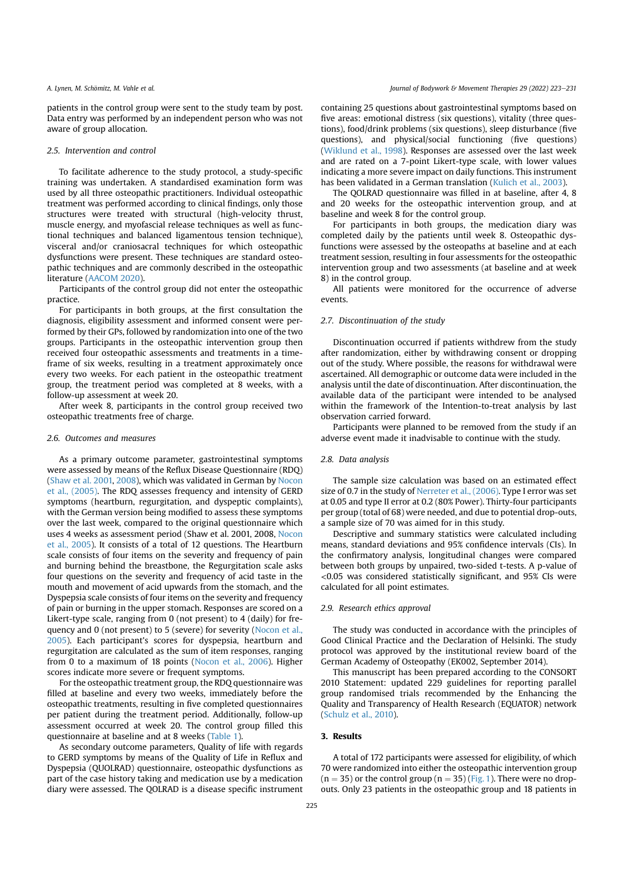patients in the control group were sent to the study team by post. Data entry was performed by an independent person who was not aware of group allocation.

### 2.5. Intervention and control

To facilitate adherence to the study protocol, a study-specific training was undertaken. A standardised examination form was used by all three osteopathic practitioners. Individual osteopathic treatment was performed according to clinical findings, only those structures were treated with structural (high-velocity thrust, muscle energy, and myofascial release techniques as well as functional techniques and balanced ligamentous tension technique), visceral and/or craniosacral techniques for which osteopathic dysfunctions were present. These techniques are standard osteopathic techniques and are commonly described in the osteopathic literature (AACOM 2020).

Participants of the control group did not enter the osteopathic practice.

For participants in both groups, at the first consultation the diagnosis, eligibility assessment and informed consent were performed by their GPs, followed by randomization into one of the two groups. Participants in the osteopathic intervention group then received four osteopathic assessments and treatments in a timeframe of six weeks, resulting in a treatment approximately once every two weeks. For each patient in the osteopathic treatment group, the treatment period was completed at 8 weeks, with a follow-up assessment at week 20.

After week 8, participants in the control group received two osteopathic treatments free of charge.

### 2.6. Outcomes and measures

As a primary outcome parameter, gastrointestinal symptoms were assessed by means of the Reflux Disease Questionnaire (RDQ) (Shaw et al. 2001, 2008), which was validated in German by Nocon et al., (2005). The RDQ assesses frequency and intensity of GERD symptoms (heartburn, regurgitation, and dyspeptic complaints), with the German version being modified to assess these symptoms over the last week, compared to the original questionnaire which uses 4 weeks as assessment period (Shaw et al. 2001, 2008, Nocon et al., 2005). It consists of a total of 12 questions. The Heartburn scale consists of four items on the severity and frequency of pain and burning behind the breastbone. The Regurgitation scale asks four questions on the severity and frequency of acid taste in the mouth and movement of acid upwards from the stomach, and the Dyspepsia scale consists of four items on the severity and frequency of pain or burning in the upper stomach. Responses are scored on a Likert-type scale, ranging from 0 (not present) to 4 (daily) for frequency and 0 (not present) to 5 (severe) for severity (Nocon et al., 2005). Each participant's scores for dyspepsia, heartburn and regurgitation are calculated as the sum of item responses, ranging from 0 to a maximum of 18 points (Nocon et al., 2006). Higher scores indicate more severe or frequent symptoms.

For the osteopathic treatment group, the RDQ questionnaire was filled at baseline and every two weeks, immediately before the osteopathic treatments, resulting in five completed questionnaires per patient during the treatment period. Additionally, follow-up assessment occurred at week 20. The control group filled this questionnaire at baseline and at 8 weeks (Table 1).

As secondary outcome parameters, Quality of life with regards to GERD symptoms by means of the Quality of Life in Reflux and Dyspepsia (QUOLRAD) questionnaire, osteopathic dysfunctions as part of the case history taking and medication use by a medication diary were assessed. The QOLRAD is a disease specific instrument containing 25 questions about gastrointestinal symptoms based on five areas: emotional distress (six questions), vitality (three questions), food/drink problems (six questions), sleep disturbance (five questions), and physical/social functioning (five questions) (Wiklund et al., 1998). Responses are assessed over the last week and are rated on a 7-point Likert-type scale, with lower values indicating a more severe impact on daily functions. This instrument has been validated in a German translation (Kulich et al., 2003).

The QOLRAD questionnaire was filled in at baseline, after 4, 8 and 20 weeks for the osteopathic intervention group, and at baseline and week 8 for the control group.

For participants in both groups, the medication diary was completed daily by the patients until week 8. Osteopathic dysfunctions were assessed by the osteopaths at baseline and at each treatment session, resulting in four assessments for the osteopathic intervention group and two assessments (at baseline and at week 8) in the control group.

All patients were monitored for the occurrence of adverse events.

### 2.7. Discontinuation of the study

Discontinuation occurred if patients withdrew from the study after randomization, either by withdrawing consent or dropping out of the study. Where possible, the reasons for withdrawal were ascertained. All demographic or outcome data were included in the analysis until the date of discontinuation. After discontinuation, the available data of the participant were intended to be analysed within the framework of the Intention-to-treat analysis by last observation carried forward.

Participants were planned to be removed from the study if an adverse event made it inadvisable to continue with the study.

### 2.8. Data analysis

The sample size calculation was based on an estimated effect size of 0.7 in the study of Nerreter et al., (2006). Type I error was set at 0.05 and type II error at 0.2 (80% Power). Thirty-four participants per group (total of 68) were needed, and due to potential drop-outs, a sample size of 70 was aimed for in this study.

Descriptive and summary statistics were calculated including means, standard deviations and 95% confidence intervals (CIs). In the confirmatory analysis, longitudinal changes were compared between both groups by unpaired, two-sided t-tests. A p-value of $<0.05$ was considered statistically significant, and 95% CIs were calculated for all point estimates.

### 2.9. Research ethics approval

The study was conducted in accordance with the principles of Good Clinical Practice and the Declaration of Helsinki. The study protocol was approved by the institutional review board of the German Academy of Osteopathy (EK002, September 2014).

This manuscript has been prepared according to the CONSORT 2010 Statement: updated 229 guidelines for reporting parallel group randomised trials recommended by the Enhancing the Quality and Transparency of Health Research (EQUATOR) network (Schulz et al., 2010).

## 3. Results

A total of 172 participants were assessed for eligibility, of which 70 were randomized into either the osteopathic intervention group ($n = 35$) or the control group ($n = 35$) (Fig. 1). There were no drop-outs. Only 23 patients in the osteopathic group and 18 patients in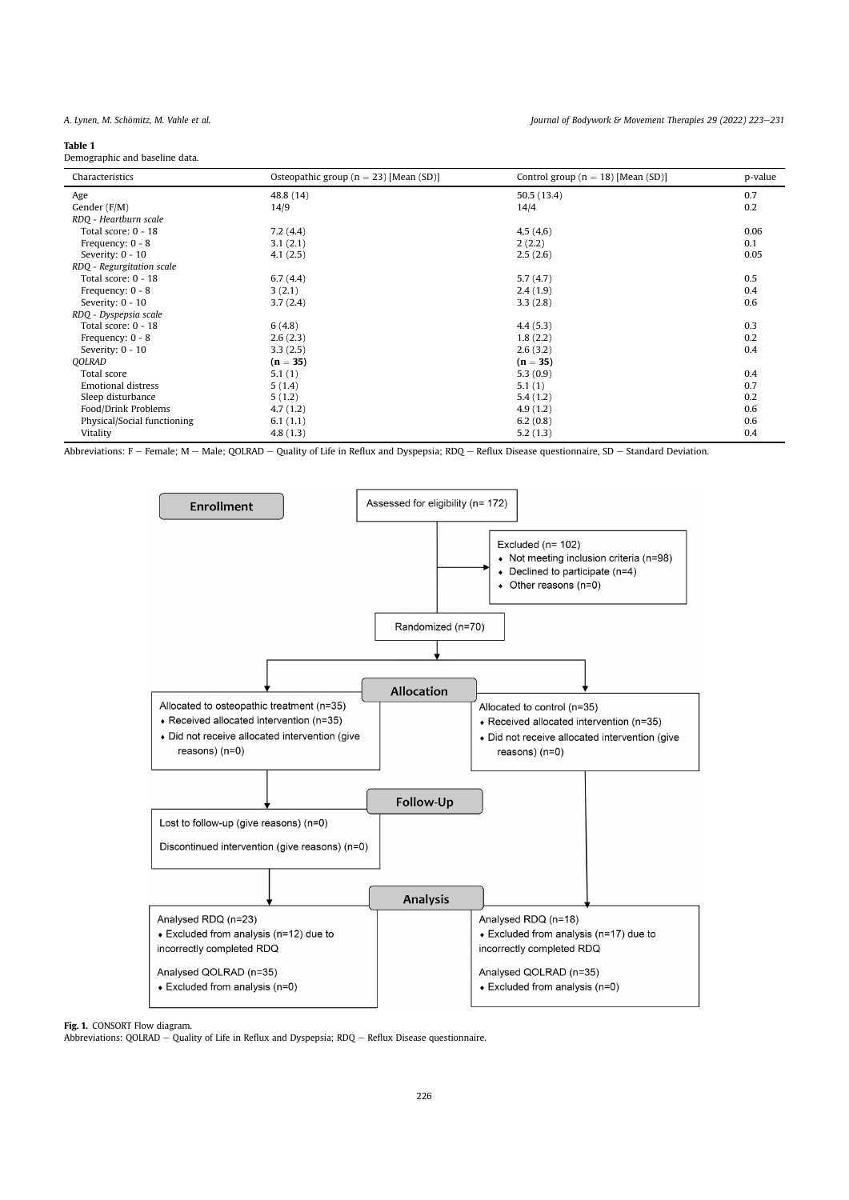**Table 1**
Demographic and baseline data.

| Characteristics | Osteopathic group (n = 23) [Mean (SD)] | Control group (n = 18) [Mean (SD)] | p-value |
|---|---|---|---|
| Age | 48.8 (14) | 50.5 (13.4) | 0.7 |
| Gender (F/M) | 14/9 | 14/4 | 0.2 |
| *RDQ - Heartburn scale* | | | |
| Total score: 0 - 18 | 7.2 (4.4) | 4,5 (4,6) | 0.06 |
| Frequency: 0 - 8 | 3.1 (2.1) | 2 (2.2) | 0.1 |
| Severity: 0 - 10 | 4.1 (2.5) | 2.5 (2.6) | 0.05 |
| *RDQ - Regurgitation scale* | | | |
| Total score: 0 - 18 | 6.7 (4.4) | 5.7 (4.7) | 0.5 |
| Frequency: 0 - 8 | 3 (2.1) | 2.4 (1.9) | 0.4 |
| Severity: 0 - 10 | 3.7 (2.4) | 3.3 (2.8) | 0.6 |
| *RDQ - Dyspepsia scale* | | | |
| Total score: 0 - 18 | 6 (4.8) | 4.4 (5.3) | 0.3 |
| Frequency: 0 - 8 | 2.6 (2.3) | 1.8 (2.2) | 0.2 |
| Severity: 0 - 10 | 3.3 (2.5) | 2.6 (3.2) | 0.4 |
| *QOLRAD* | **(n = 35)** | **(n = 35)** | |
| Total score | 5.1 (1) | 5.3 (0.9) | 0.4 |
| Emotional distress | 5 (1.4) | 5.1 (1) | 0.7 |
| Sleep disturbance | 5 (1.2) | 5.4 (1.2) | 0.2 |
| Food/Drink Problems | 4.7 (1.2) | 4.9 (1.2) | 0.6 |
| Physical/Social functioning | 6.1 (1.1) | 6.2 (0.8) | 0.6 |
| Vitality | 4.8 (1.3) | 5.2 (1.3) | 0.4 |

Abbreviations: F – Female; M – Male; QOLRAD – Quality of Life in Reflux and Dyspepsia; RDQ – Reflux Disease questionnaire, SD – Standard Deviation.

**Enrollment**

Assessed for eligibility (n= 172)

Excluded (n= 102)
- Not meeting inclusion criteria (n=98)
- Declined to participate (n=4)
- Other reasons (n=0)

Randomized (n=70)

**Allocation**

Allocated to osteopathic treatment (n=35)
- Received allocated intervention (n=35)
- Did not receive allocated intervention (give reasons) (n=0)

Allocated to control (n=35)
- Received allocated intervention (n=35)
- Did not receive allocated intervention (give reasons) (n=0)

**Follow-Up**

Lost to follow-up (give reasons) (n=0)

Discontinued intervention (give reasons) (n=0)

**Analysis**

Analysed RDQ (n=23)
- Excluded from analysis (n=12) due to incorrectly completed RDQ

Analysed QOLRAD (n=35)
- Excluded from analysis (n=0)

Analysed RDQ (n=18)
- Excluded from analysis (n=17) due to incorrectly completed RDQ

Analysed QOLRAD (n=35)
- Excluded from analysis (n=0)

**Fig. 1.** CONSORT Flow diagram.
Abbreviations: QOLRAD – Quality of Life in Reflux and Dyspepsia; RDQ – Reflux Disease questionnaire.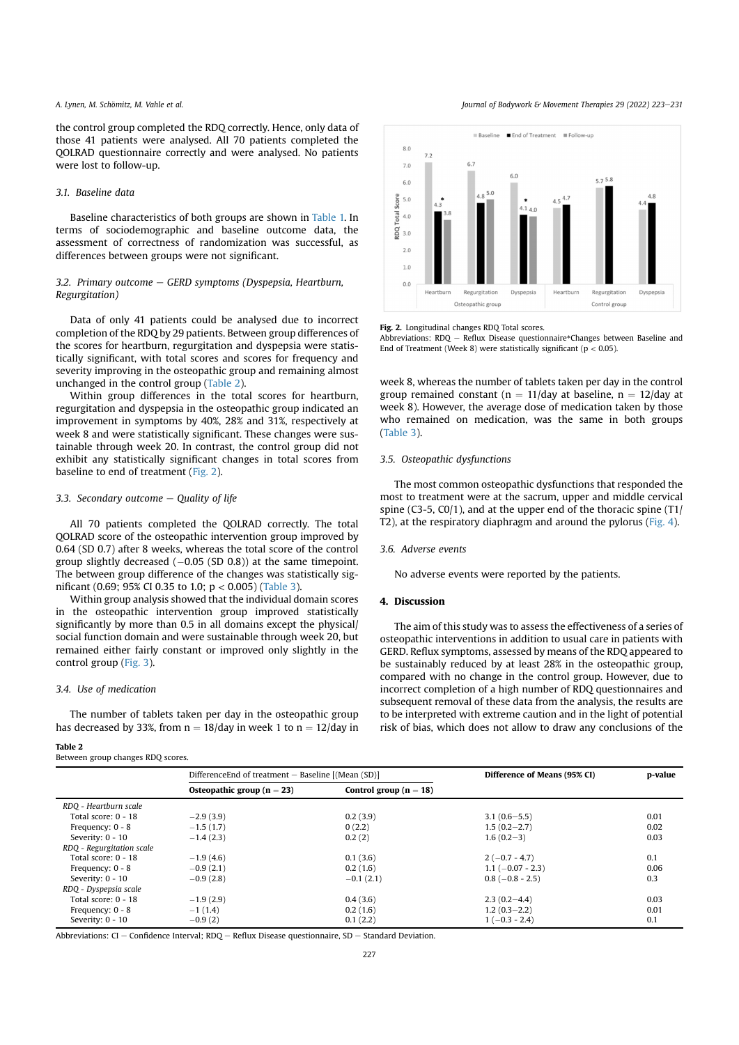the control group completed the RDQ correctly. Hence, only data of those 41 patients were analysed. All 70 patients completed the QOLRAD questionnaire correctly and were analysed. No patients were lost to follow-up.

### 3.1. Baseline data

Baseline characteristics of both groups are shown in Table 1. In terms of sociodemographic and baseline outcome data, the assessment of correctness of randomization was successful, as differences between groups were not significant.

### 3.2. Primary outcome – GERD symptoms (Dyspepsia, Heartburn, Regurgitation)

Data of only 41 patients could be analysed due to incorrect completion of the RDQ by 29 patients. Between group differences of the scores for heartburn, regurgitation and dyspepsia were statistically significant, with total scores and scores for frequency and severity improving in the osteopathic group and remaining almost unchanged in the control group (Table 2).

Within group differences in the total scores for heartburn, regurgitation and dyspepsia in the osteopathic group indicated an improvement in symptoms by 40%, 28% and 31%, respectively at week 8 and were statistically significant. These changes were sustainable through week 20. In contrast, the control group did not exhibit any statistically significant changes in total scores from baseline to end of treatment (Fig. 2).

### 3.3. Secondary outcome – Quality of life

All 70 patients completed the QOLRAD correctly. The total QOLRAD score of the osteopathic intervention group improved by 0.64 (SD 0.7) after 8 weeks, whereas the total score of the control group slightly decreased (−0.05 (SD 0.8)) at the same timepoint. The between group difference of the changes was statistically significant (0.69; 95% CI 0.35 to 1.0; $p < 0.005$) (Table 3).

Within group analysis showed that the individual domain scores in the osteopathic intervention group improved statistically significantly by more than 0.5 in all domains except the physical/social function domain and were sustainable through week 20, but remained either fairly constant or improved only slightly in the control group (Fig. 3).

### 3.4. Use of medication

The number of tablets taken per day in the osteopathic group has decreased by 33%, from n = 18/day in week 1 to n = 12/day in week 8, whereas the number of tablets taken per day in the control group remained constant (n = 11/day at baseline, n = 12/day at week 8). However, the average dose of medication taken by those who remained on medication, was the same in both groups (Table 3).

Fig. 2. Longitudinal changes RDQ Total scores.
Abbreviations: RDQ – Reflux Disease questionnaire*Changes between Baseline and End of Treatment (Week 8) were statistically significant ($p < 0.05$).

### 3.5. Osteopathic dysfunctions

The most common osteopathic dysfunctions that responded the most to treatment were at the sacrum, upper and middle cervical spine (C3-5, C0/1), and at the upper end of the thoracic spine (T1/T2), at the respiratory diaphragm and around the pylorus (Fig. 4).

### 3.6. Adverse events

No adverse events were reported by the patients.

## 4. Discussion

The aim of this study was to assess the effectiveness of a series of osteopathic interventions in addition to usual care in patients with GERD. Reflux symptoms, assessed by means of the RDQ appeared to be sustainably reduced by at least 28% in the osteopathic group, compared with no change in the control group. However, due to incorrect completion of a high number of RDQ questionnaires and subsequent removal of these data from the analysis, the results are to be interpreted with extreme caution and in the light of potential risk of bias, which does not allow to draw any conclusions of the

**Table 2**
Between group changes RDQ scores.

| | DifferenceEnd of treatment – Baseline [(Mean (SD)] | | Difference of Means (95% CI) | p-value |
|---|---|---|---|---|
| | **Osteopathic group (n = 23)** | **Control group (n = 18)** | | |
| *RDQ - Heartburn scale* | | | | |
| Total score: 0 - 18 | −2.9 (3.9) | 0.2 (3.9) | 3.1 (0.6–5.5) | 0.01 |
| Frequency: 0 - 8 | −1.5 (1.7) | 0 (2.2) | 1.5 (0.2–2.7) | 0.02 |
| Severity: 0 - 10 | −1.4 (2.3) | 0.2 (2) | 1.6 (0.2–3) | 0.03 |
| *RDQ - Regurgitation scale* | | | | |
| Total score: 0 - 18 | −1.9 (4.6) | 0.1 (3.6) | 2 (−0.7 - 4.7) | 0.1 |
| Frequency: 0 - 8 | −0.9 (2.1) | 0.2 (1.6) | 1.1 (−0.07 - 2.3) | 0.06 |
| Severity: 0 - 10 | −0.9 (2.8) | −0.1 (2.1) | 0.8 (−0.8 - 2.5) | 0.3 |
| *RDQ - Dyspepsia scale* | | | | |
| Total score: 0 - 18 | −1.9 (2.9) | 0.4 (3.6) | 2.3 (0.2–4.4) | 0.03 |
| Frequency: 0 - 8 | −1 (1.4) | 0.2 (1.6) | 1.2 (0.3–2.2) | 0.01 |
| Severity: 0 - 10 | −0.9 (2) | 0.1 (2.2) | 1 (−0.3 - 2.4) | 0.1 |

Abbreviations: CI – Confidence Interval; RDQ – Reflux Disease questionnaire, SD – Standard Deviation.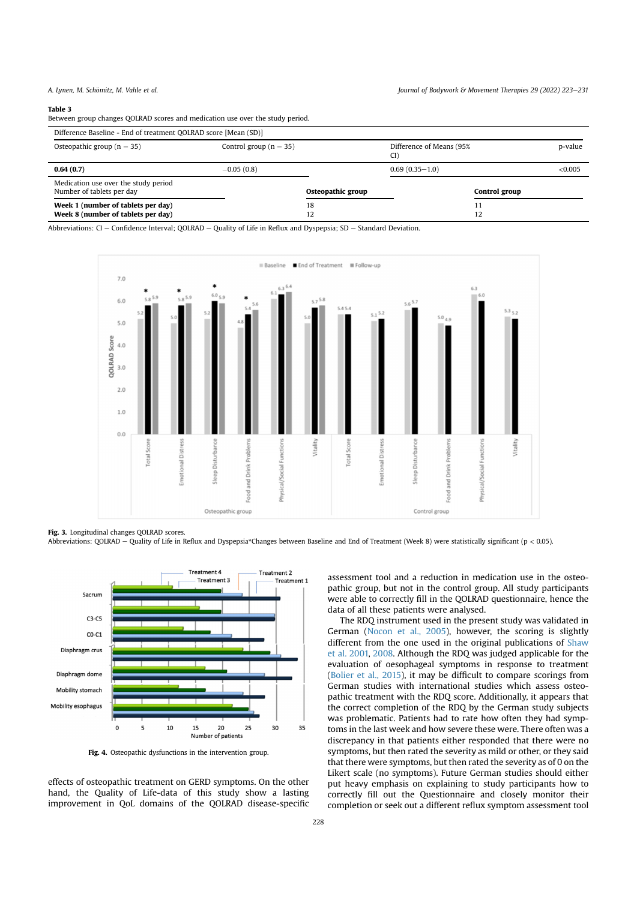**Table 3**
Between group changes QOLRAD scores and medication use over the study period.

| Difference Baseline - End of treatment QOLRAD score [Mean (SD)] | | | |
|---|---|---|---|
| Osteopathic group (n = 35) | Control group (n = 35) | Difference of Means (95% CI) | p-value |
| **0.64 (0.7)** | −0.05 (0.8) | 0.69 (0.35–1.0) | <0.005 |
| Medication use over the study period<br>Number of tablets per day | **Osteopathic group** | **Control group** | |
| **Week 1 (number of tablets per day)** | 18 | 11 | |
| **Week 8 (number of tablets per day)** | 12 | 12 | |

Abbreviations: CI – Confidence Interval; QOLRAD – Quality of Life in Reflux and Dyspepsia; SD – Standard Deviation.

**Fig. 3.** Longitudinal changes QOLRAD scores.
Abbreviations: QOLRAD – Quality of Life in Reflux and Dyspepsia*Changes between Baseline and End of Treatment (Week 8) were statistically significant ($p < 0.05$).

**Fig. 4.** Osteopathic dysfunctions in the intervention group.

effects of osteopathic treatment on GERD symptoms. On the other hand, the Quality of Life-data of this study show a lasting improvement in QoL domains of the QOLRAD disease-specific assessment tool and a reduction in medication use in the osteopathic group, but not in the control group. All study participants were able to correctly fill in the QOLRAD questionnaire, hence the data of all these patients were analysed.

The RDQ instrument used in the present study was validated in German (Nocon et al., 2005), however, the scoring is slightly different from the one used in the original publications of Shaw et al. 2001, 2008. Although the RDQ was judged applicable for the evaluation of oesophageal symptoms in response to treatment (Bolier et al., 2015), it may be difficult to compare scorings from German studies with international studies which assess osteopathic treatment with the RDQ score. Additionally, it appears that the correct completion of the RDQ by the German study subjects was problematic. Patients had to rate how often they had symptoms in the last week and how severe these were. There often was a discrepancy in that patients either responded that there were no symptoms, but then rated the severity as mild or other, or they said that there were symptoms, but then rated the severity as of 0 on the Likert scale (no symptoms). Future German studies should either put heavy emphasis on explaining to study participants how to correctly fill out the Questionnaire and closely monitor their completion or seek out a different reflux symptom assessment tool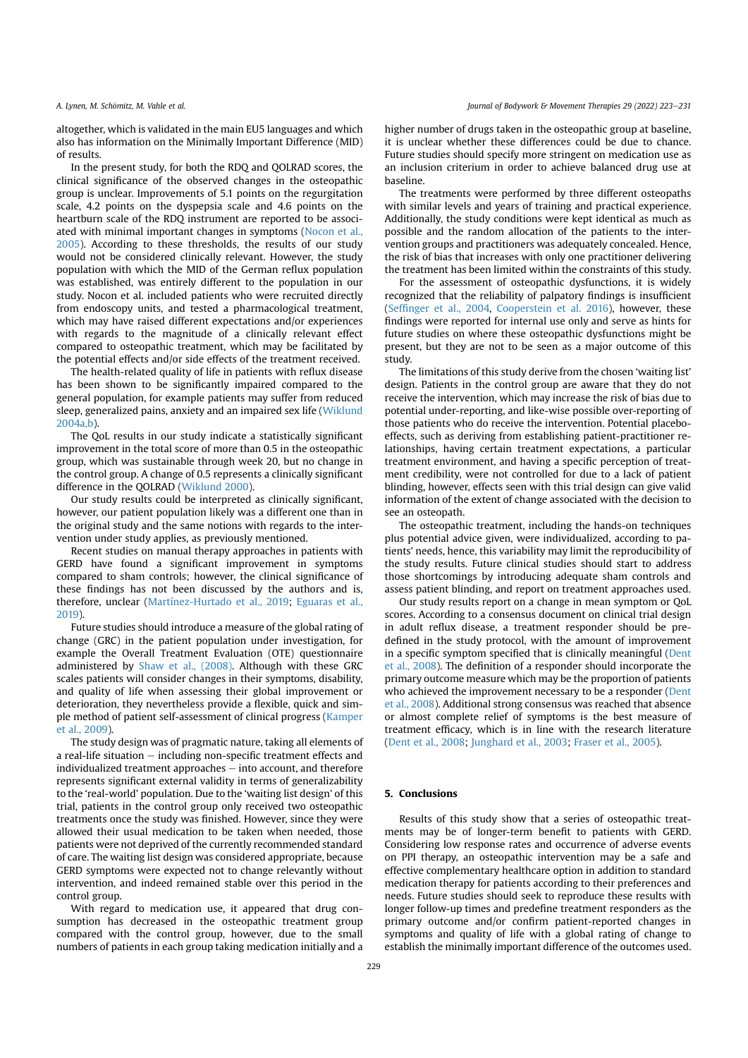altogether, which is validated in the main EU5 languages and which also has information on the Minimally Important Difference (MID) of results.

In the present study, for both the RDQ and QOLRAD scores, the clinical significance of the observed changes in the osteopathic group is unclear. Improvements of 5.1 points on the regurgitation scale, 4.2 points on the dyspepsia scale and 4.6 points on the heartburn scale of the RDQ instrument are reported to be associated with minimal important changes in symptoms (Nocon et al., 2005). According to these thresholds, the results of our study would not be considered clinically relevant. However, the study population with which the MID of the German reflux population was established, was entirely different to the population in our study. Nocon et al. included patients who were recruited directly from endoscopy units, and tested a pharmacological treatment, which may have raised different expectations and/or experiences with regards to the magnitude of a clinically relevant effect compared to osteopathic treatment, which may be facilitated by the potential effects and/or side effects of the treatment received.

The health-related quality of life in patients with reflux disease has been shown to be significantly impaired compared to the general population, for example patients may suffer from reduced sleep, generalized pains, anxiety and an impaired sex life (Wiklund 2004a,b).

The QoL results in our study indicate a statistically significant improvement in the total score of more than 0.5 in the osteopathic group, which was sustainable through week 20, but no change in the control group. A change of 0.5 represents a clinically significant difference in the QOLRAD (Wiklund 2000).

Our study results could be interpreted as clinically significant, however, our patient population likely was a different one than in the original study and the same notions with regards to the intervention under study applies, as previously mentioned.

Recent studies on manual therapy approaches in patients with GERD have found a significant improvement in symptoms compared to sham controls; however, the clinical significance of these findings has not been discussed by the authors and is, therefore, unclear (Martínez-Hurtado et al., 2019; Eguaras et al., 2019).

Future studies should introduce a measure of the global rating of change (GRC) in the patient population under investigation, for example the Overall Treatment Evaluation (OTE) questionnaire administered by Shaw et al., (2008). Although with these GRC scales patients will consider changes in their symptoms, disability, and quality of life when assessing their global improvement or deterioration, they nevertheless provide a flexible, quick and simple method of patient self-assessment of clinical progress (Kamper et al., 2009).

The study design was of pragmatic nature, taking all elements of a real-life situation – including non-specific treatment effects and individualized treatment approaches – into account, and therefore represents significant external validity in terms of generalizability to the 'real-world' population. Due to the 'waiting list design' of this trial, patients in the control group only received two osteopathic treatments once the study was finished. However, since they were allowed their usual medication to be taken when needed, those patients were not deprived of the currently recommended standard of care. The waiting list design was considered appropriate, because GERD symptoms were expected not to change relevantly without intervention, and indeed remained stable over this period in the control group.

With regard to medication use, it appeared that drug consumption has decreased in the osteopathic treatment group compared with the control group, however, due to the small numbers of patients in each group taking medication initially and a higher number of drugs taken in the osteopathic group at baseline, it is unclear whether these differences could be due to chance. Future studies should specify more stringent on medication use as an inclusion criterium in order to achieve balanced drug use at baseline.

The treatments were performed by three different osteopaths with similar levels and years of training and practical experience. Additionally, the study conditions were kept identical as much as possible and the random allocation of the patients to the intervention groups and practitioners was adequately concealed. Hence, the risk of bias that increases with only one practitioner delivering the treatment has been limited within the constraints of this study.

For the assessment of osteopathic dysfunctions, it is widely recognized that the reliability of palpatory findings is insufficient (Seffinger et al., 2004, Cooperstein et al. 2016), however, these findings were reported for internal use only and serve as hints for future studies on where these osteopathic dysfunctions might be present, but they are not to be seen as a major outcome of this study.

The limitations of this study derive from the chosen 'waiting list' design. Patients in the control group are aware that they do not receive the intervention, which may increase the risk of bias due to potential under-reporting, and like-wise possible over-reporting of those patients who do receive the intervention. Potential placebo-effects, such as deriving from establishing patient-practitioner relationships, having certain treatment expectations, a particular treatment environment, and having a specific perception of treatment credibility, were not controlled for due to a lack of patient blinding, however, effects seen with this trial design can give valid information of the extent of change associated with the decision to see an osteopath.

The osteopathic treatment, including the hands-on techniques plus potential advice given, were individualized, according to patients' needs, hence, this variability may limit the reproducibility of the study results. Future clinical studies should start to address those shortcomings by introducing adequate sham controls and assess patient blinding, and report on treatment approaches used.

Our study results report on a change in mean symptom or QoL scores. According to a consensus document on clinical trial design in adult reflux disease, a treatment responder should be predefined in the study protocol, with the amount of improvement in a specific symptom specified that is clinically meaningful (Dent et al., 2008). The definition of a responder should incorporate the primary outcome measure which may be the proportion of patients who achieved the improvement necessary to be a responder (Dent et al., 2008). Additional strong consensus was reached that absence or almost complete relief of symptoms is the best measure of treatment efficacy, which is in line with the research literature (Dent et al., 2008; Junghard et al., 2003; Fraser et al., 2005).

## 5. Conclusions

Results of this study show that a series of osteopathic treatments may be of longer-term benefit to patients with GERD. Considering low response rates and occurrence of adverse events on PPI therapy, an osteopathic intervention may be a safe and effective complementary healthcare option in addition to standard medication therapy for patients according to their preferences and needs. Future studies should seek to reproduce these results with longer follow-up times and predefine treatment responders as the primary outcome and/or confirm patient-reported changes in symptoms and quality of life with a global rating of change to establish the minimally important difference of the outcomes used.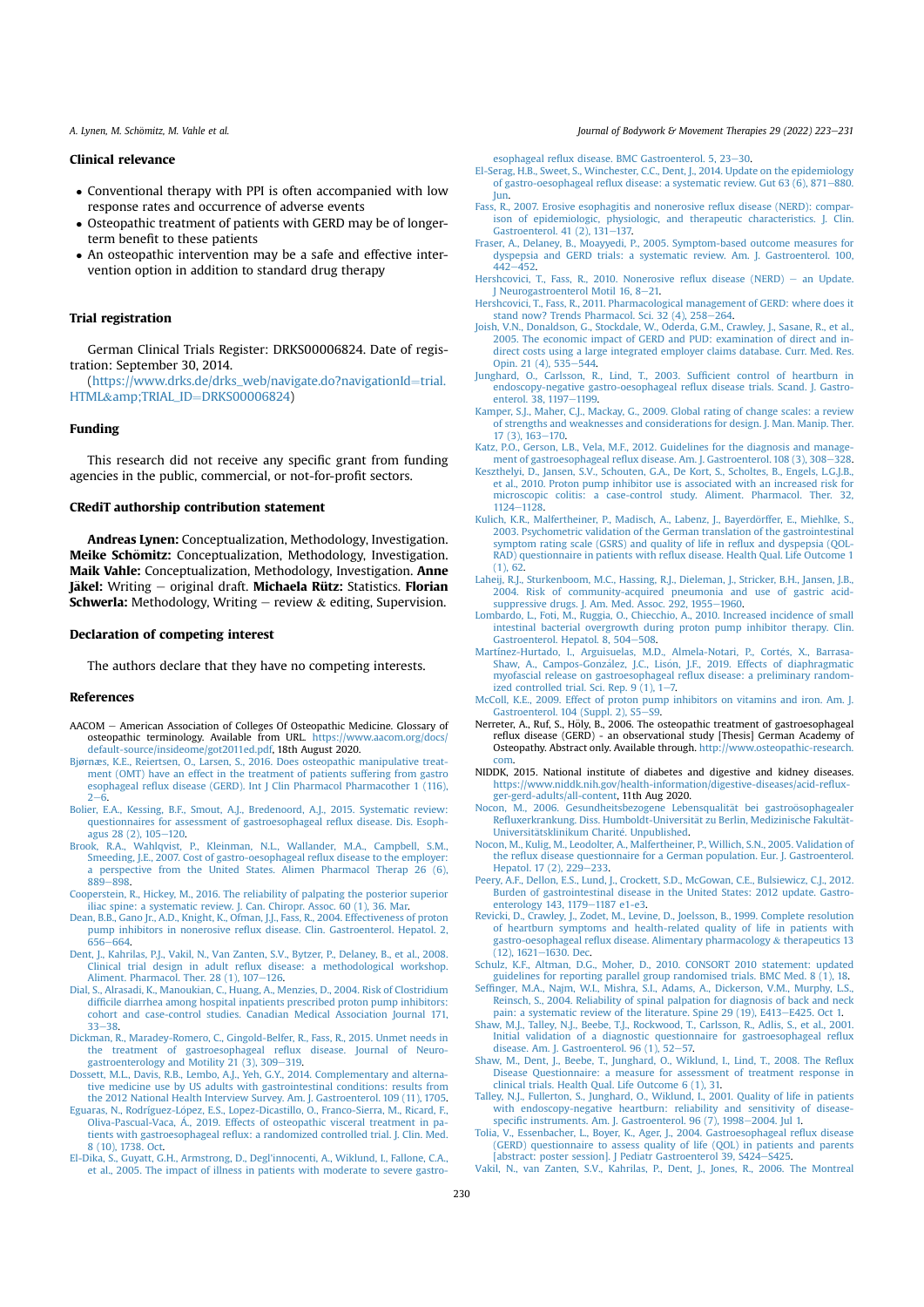### Clinical relevance

- Conventional therapy with PPI is often accompanied with low response rates and occurrence of adverse events
- Osteopathic treatment of patients with GERD may be of longer-term benefit to these patients
- An osteopathic intervention may be a safe and effective intervention option in addition to standard drug therapy

### Trial registration

German Clinical Trials Register: DRKS00006824. Date of registration: September 30, 2014.

(https://www.drks.de/drks_web/navigate.do?navigationId=trial.HTML&amp;TRIAL_ID=DRKS00006824)

### Funding

This research did not receive any specific grant from funding agencies in the public, commercial, or not-for-profit sectors.

### CRediT authorship contribution statement

**Andreas Lynen:** Conceptualization, Methodology, Investigation. **Meike Schömitz:** Conceptualization, Methodology, Investigation. **Maik Vahle:** Conceptualization, Methodology, Investigation. **Anne Jäkel:** Writing – original draft. **Michaela Rütz:** Statistics. **Florian Schwerla:** Methodology, Writing – review & editing, Supervision.

### Declaration of competing interest

The authors declare that they have no competing interests.

### References

AACOM – American Association of Colleges Of Osteopathic Medicine. Glossary of osteopathic terminology. Available from URL. https://www.aacom.org/docs/default-source/insideome/got2011ed.pdf, 18th August 2020.

Bjørnæs, K.E., Reiertsen, O., Larsen, S., 2016. Does osteopathic manipulative treatment (OMT) have an effect in the treatment of patients suffering from gastro esophageal reflux disease (GERD). Int J Clin Pharmacol Pharmacother 1 (116), 2–6.

Bolier, E.A., Kessing, B.F., Smout, A.J., Bredenoord, A.J., 2015. Systematic review: questionnaires for assessment of gastroesophageal reflux disease. Dis. Esophagus 28 (2), 105–120.

Brook, R.A., Wahlqvist, P., Kleinman, N.L., Wallander, M.A., Campbell, S.M., Smeeding, J.E., 2007. Cost of gastro-oesophageal reflux disease to the employer: a perspective from the United States. Alimen Pharmacol Therap 26 (6), 889–898.

Cooperstein, R., Hickey, M., 2016. The reliability of palpating the posterior superior iliac spine: a systematic review. J. Can. Chiropr. Assoc. 60 (1), 36. Mar.

Dean, B.B., Gano Jr., A.D., Knight, K., Ofman, J.J., Fass, R., 2004. Effectiveness of proton pump inhibitors in nonerosive reflux disease. Clin. Gastroenterol. Hepatol. 2, 656–664.

Dent, J., Kahrilas, P.J., Vakil, N., Van Zanten, S.V., Bytzer, P., Delaney, B., et al., 2008. Clinical trial design in adult reflux disease: a methodological workshop. Aliment. Pharmacol. Ther. 28 (1), 107–126.

Dial, S., Alrasadi, K., Manoukian, C., Huang, A., Menzies, D., 2004. Risk of Clostridium difficile diarrhea among hospital inpatients prescribed proton pump inhibitors: cohort and case-control studies. Canadian Medical Association Journal 171, 33–38.

Dickman, R., Maradey-Romero, C., Gingold-Belfer, R., Fass, R., 2015. Unmet needs in the treatment of gastroesophageal reflux disease. Journal of Neurogastroenterology and Motility 21 (3), 309–319.

Dossett, M.L., Davis, R.B., Lembo, A.J., Yeh, G.Y., 2014. Complementary and alternative medicine use by US adults with gastrointestinal conditions: results from the 2012 National Health Interview Survey. Am. J. Gastroenterol. 109 (11), 1705.

Eguaras, N., Rodríguez-López, E.S., Lopez-Dicastillo, O., Franco-Sierra, M., Ricard, F., Oliva-Pascual-Vaca, Á., 2019. Effects of osteopathic visceral treatment in patients with gastroesophageal reflux: a randomized controlled trial. J. Clin. Med. 8 (10), 1738. Oct.

El-Dika, S., Guyatt, G.H., Armstrong, D., Degl'innocenti, A., Wiklund, I., Fallone, C.A., et al., 2005. The impact of illness in patients with moderate to severe gastro-esophageal reflux disease. BMC Gastroenterol. 5, 23–30.

El-Serag, H.B., Sweet, S., Winchester, C.C., Dent, J., 2014. Update on the epidemiology of gastro-oesophageal reflux disease: a systematic review. Gut 63 (6), 871–880. Jun.

Fass, R., 2007. Erosive esophagitis and nonerosive reflux disease (NERD): comparison of epidemiologic, physiologic, and therapeutic characteristics. J. Clin. Gastroenterol. 41 (2), 131–137.

Fraser, A., Delaney, B., Moayyedi, P., 2005. Symptom-based outcome measures for dyspepsia and GERD trials: a systematic review. Am. J. Gastroenterol. 100, 442–452.

Hershcovici, T., Fass, R., 2010. Nonerosive reflux disease (NERD) – an Update. J Neurogastroenterol Motil 16, 8–21.

Hershcovici, T., Fass, R., 2011. Pharmacological management of GERD: where does it stand now? Trends Pharmacol. Sci. 32 (4), 258–264.

Joish, V.N., Donaldson, G., Stockdale, W., Oderda, G.M., Crawley, J., Sasane, R., et al., 2005. The economic impact of GERD and PUD: examination of direct and indirect costs using a large integrated employer claims database. Curr. Med. Res. Opin. 21 (4), 535–544.

Junghard, O., Carlsson, R., Lind, T., 2003. Sufficient control of heartburn in endoscopy-negative gastro-oesophageal reflux disease trials. Scand. J. Gastroenterol. 38, 1197–1199.

Kamper, S.J., Maher, C.J., Mackay, G., 2009. Global rating of change scales: a review of strengths and weaknesses and considerations for design. J. Man. Manip. Ther. 17 (3), 163–170.

Katz, P.O., Gerson, L.B., Vela, M.F., 2012. Guidelines for the diagnosis and management of gastroesophageal reflux disease. Am. J. Gastroenterol. 108 (3), 308–328.

Keszthelyi, D., Jansen, S.V., Schouten, G.A., De Kort, S., Scholtes, B., Engels, L.G.J.B., et al., 2010. Proton pump inhibitor use is associated with an increased risk for microscopic colitis: a case-control study. Aliment. Pharmacol. Ther. 32, 1124–1128.

Kulich, K.R., Malfertheiner, P., Madisch, A., Labenz, J., Bayerdörffer, E., Miehlke, S., 2003. Psychometric validation of the German translation of the gastrointestinal symptom rating scale (GSRS) and quality of life in reflux and dyspepsia (QOL-RAD) questionnaire in patients with reflux disease. Health Qual. Life Outcome 1 (1), 62.

Laheij, R.J., Sturkenboom, M.C., Hassing, R.J., Dieleman, J., Stricker, B.H., Jansen, J.B., 2004. Risk of community-acquired pneumonia and use of gastric acid-suppressive drugs. J. Am. Med. Assoc. 292, 1955–1960.

Lombardo, L., Foti, M., Ruggia, O., Chiecchio, A., 2010. Increased incidence of small intestinal bacterial overgrowth during proton pump inhibitor therapy. Clin. Gastroenterol. Hepatol. 8, 504–508.

Martínez-Hurtado, I., Arguisuelas, M.D., Almela-Notari, P., Cortés, X., Barrasa-Shaw, A., Campos-González, J.C., Lisón, J.F., 2019. Effects of diaphragmatic myofascial release on gastroesophageal reflux disease: a preliminary randomized controlled trial. Sci. Rep. 9 (1), 1–7.

McColl, K.E., 2009. Effect of proton pump inhibitors on vitamins and iron. Am. J. Gastroenterol. 104 (Suppl. 2), S5–S9.

Nerreter, A., Ruf, S., Höly, B., 2006. The osteopathic treatment of gastroesophageal reflux disease (GERD) - an observational study [Thesis] German Academy of Osteopathy. Abstract only. Available through. http://www.osteopathic-research.com.

NIDDK, 2015. National institute of diabetes and digestive and kidney diseases. https://www.niddk.nih.gov/health-information/digestive-diseases/acid-reflux-ger-gerd-adults/all-content, 11th Aug 2020.

Nocon, M., 2006. Gesundheitsbezogene Lebensqualität bei gastroösophagealer Refluxerkrankung. Diss. Humboldt-Universität zu Berlin, Medizinische Fakultät-Universitätsklinikum Charité. Unpublished.

Nocon, M., Kulig, M., Leodolter, A., Malfertheiner, P., Willich, S.N., 2005. Validation of the reflux disease questionnaire for a German population. Eur. J. Gastroenterol. Hepatol. 17 (2), 229–233.

Peery, A.F., Dellon, E.S., Lund, J., Crockett, S.D., McGowan, C.E., Bulsiewicz, C.J., 2012. Burden of gastrointestinal disease in the United States: 2012 update. Gastroenterology 143, 1179–1187 e1-e3.

Revicki, D., Crawley, J., Zodet, M., Levine, D., Joelsson, B., 1999. Complete resolution of heartburn symptoms and health-related quality of life in patients with gastro-oesophageal reflux disease. Alimentary pharmacology & therapeutics 13 (12), 1621–1630. Dec.

Schulz, K.F., Altman, D.G., Moher, D., 2010. CONSORT 2010 statement: updated guidelines for reporting parallel group randomised trials. BMC Med. 8 (1), 18.

Seffinger, M.A., Najm, W.I., Mishra, S.I., Adams, A., Dickerson, V.M., Murphy, L.S., Reinsch, S., 2004. Reliability of spinal palpation for diagnosis of back and neck pain: a systematic review of the literature. Spine 29 (19), E413–E425. Oct 1.

Shaw, M.J., Talley, N.J., Beebe, T.J., Rockwood, T., Carlsson, R., Adlis, S., et al., 2001. Initial validation of a diagnostic questionnaire for gastroesophageal reflux disease. Am. J. Gastroenterol. 96 (1), 52–57.

Shaw, M., Dent, J., Beebe, T., Junghard, O., Wiklund, I., Lind, T., 2008. The Reflux Disease Questionnaire: a measure for assessment of treatment response in clinical trials. Health Qual. Life Outcome 6 (1), 31.

Talley, N.J., Fullerton, S., Junghard, O., Wiklund, I., 2001. Quality of life in patients with endoscopy-negative heartburn: reliability and sensitivity of disease-specific instruments. Am. J. Gastroenterol. 96 (7), 1998–2004. Jul 1.

Tolia, V., Essenbacher, L., Boyer, K., Ager, J., 2004. Gastroesophageal reflux disease (GERD) questionnaire to assess quality of life (QOL) in patients and parents [abstract: poster session]. J Pediatr Gastroenterol 39, S424–S425.

Vakil, N., van Zanten, S.V., Kahrilas, P., Dent, J., Jones, R., 2006. The Montreal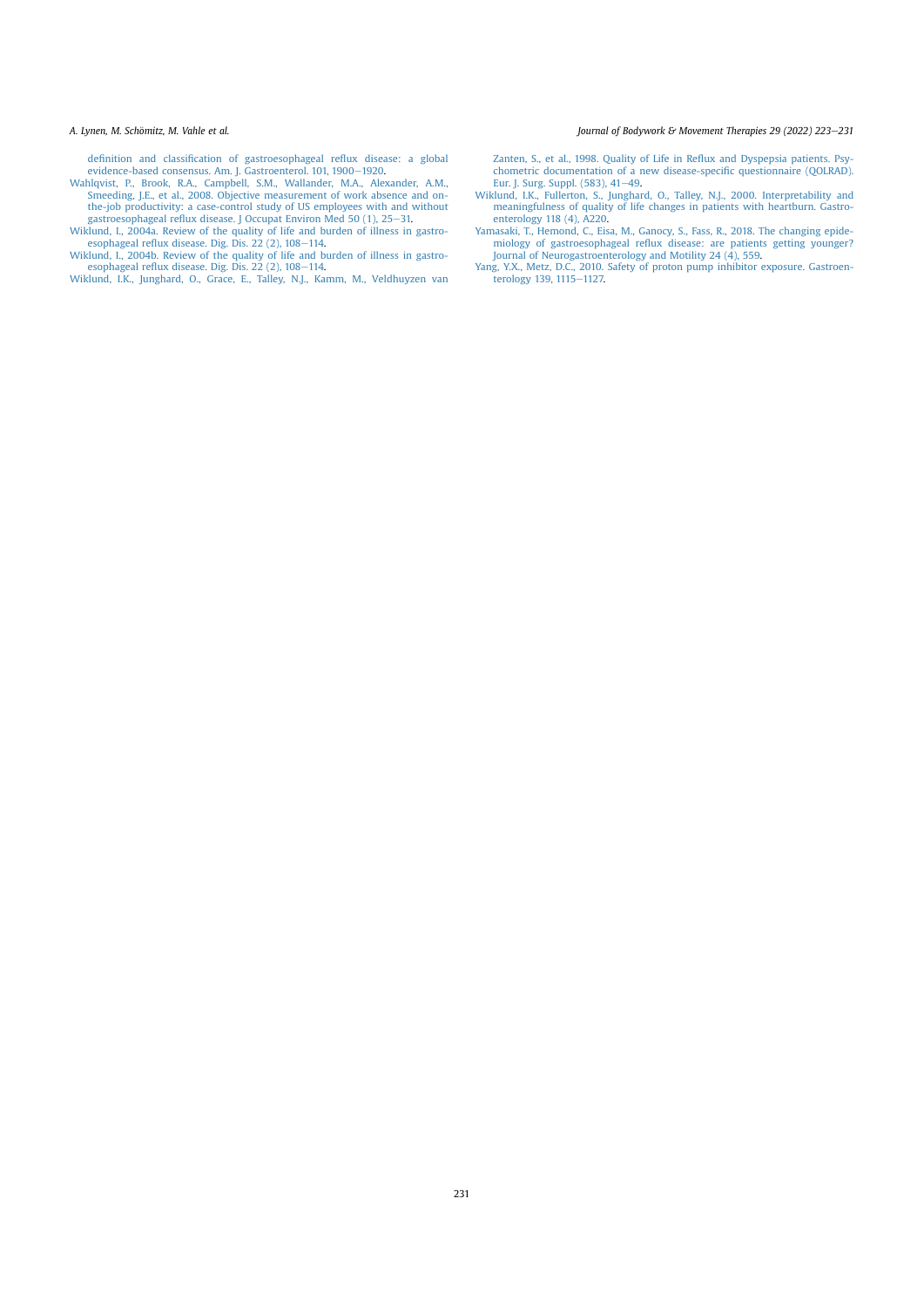definition and classification of gastroesophageal reflux disease: a global evidence-based consensus. Am. J. Gastroenterol. 101, 1900–1920.

Wahlqvist, P., Brook, R.A., Campbell, S.M., Wallander, M.A., Alexander, A.M., Smeeding, J.E., et al., 2008. Objective measurement of work absence and on-the-job productivity: a case-control study of US employees with and without gastroesophageal reflux disease. J Occupat Environ Med 50 (1), 25–31.

Wiklund, I., 2004a. Review of the quality of life and burden of illness in gastroesophageal reflux disease. Dig. Dis. 22 (2), 108–114.

Wiklund, I., 2004b. Review of the quality of life and burden of illness in gastroesophageal reflux disease. Dig. Dis. 22 (2), 108–114.

Wiklund, I.K., Junghard, O., Grace, E., Talley, N.J., Kamm, M., Veldhuyzen van Zanten, S., et al., 1998. Quality of Life in Reflux and Dyspepsia patients. Psychometric documentation of a new disease-specific questionnaire (QOLRAD). Eur. J. Surg. Suppl. (583), 41–49.

Wiklund, I.K., Fullerton, S., Junghard, O., Talley, N.J., 2000. Interpretability and meaningfulness of quality of life changes in patients with heartburn. Gastroenterology 118 (4), A220.

Yamasaki, T., Hemond, C., Eisa, M., Ganocy, S., Fass, R., 2018. The changing epidemiology of gastroesophageal reflux disease: are patients getting younger? Journal of Neurogastroenterology and Motility 24 (4), 559.

Yang, Y.X., Metz, D.C., 2010. Safety of proton pump inhibitor exposure. Gastroenterology 139, 1115–1127.